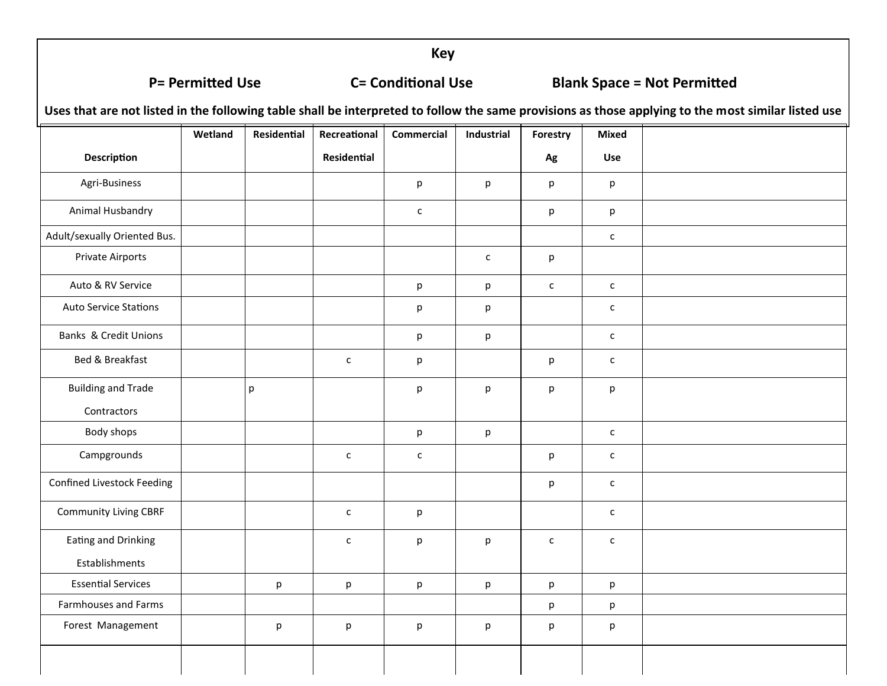**Key**

**P= Permitted Use** **C= Conditional Use** **Blank Space = Not Permitted**

**Uses that are not listed in the following table shall be interpreted to follow the same provisions as those applying to the most similar listed use**

| Description | Wetland | Residential | Recreational Residential | Commercial | Industrial | Forestry Ag | Mixed Use | |
|---|---|---|---|---|---|---|---|---|
| Agri-Business | | | | p | p | p | p | |
| Animal Husbandry | | | | c | | p | p | |
| Adult/sexually Oriented Bus. | | | | | | | c | |
| Private Airports | | | | | c | p | | |
| Auto & RV Service | | | | p | p | c | c | |
| Auto Service Stations | | | | p | p | | c | |
| Banks & Credit Unions | | | | p | p | | c | |
| Bed & Breakfast | | | c | p | | p | c | |
| Building and Trade Contractors | | p | | p | p | p | p | |
| Body shops | | | | p | p | | c | |
| Campgrounds | | | c | c | | p | c | |
| Confined Livestock Feeding | | | | | | p | c | |
| Community Living CBRF | | | c | p | | | c | |
| Eating and Drinking Establishments | | | c | p | p | c | c | |
| Essential Services | | p | p | p | p | p | p | |
| Farmhouses and Farms | | | | | | p | p | |
| Forest Management | | p | p | p | p | p | p | |
| | | | | | | | | |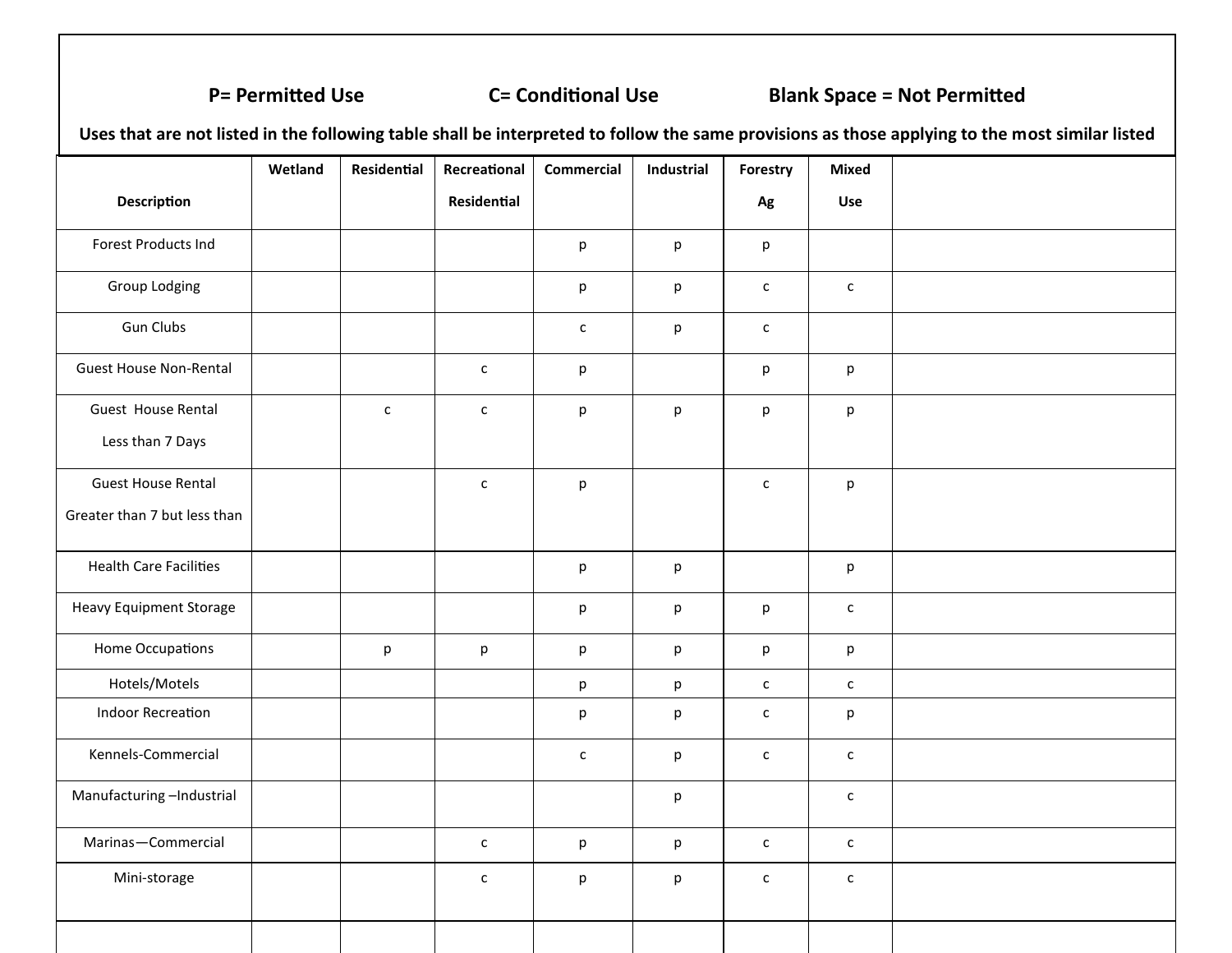**P= Permitted Use** **C= Conditional Use** **Blank Space = Not Permitted**

**Uses that are not listed in the following table shall be interpreted to follow the same provisions as those applying to the most similar listed**

| Description | Wetland | Residential | Recreational Residential | Commercial | Industrial | Forestry Ag | Mixed Use | |
|---|---|---|---|---|---|---|---|---|
| Forest Products Ind | | | | p | p | p | | |
| Group Lodging | | | | p | p | c | c | |
| Gun Clubs | | | | c | p | c | | |
| Guest House Non-Rental | | | c | p | | p | p | |
| Guest House Rental Less than 7 Days | | c | c | p | p | p | p | |
| Guest House Rental Greater than 7 but less than | | | c | p | | c | p | |
| Health Care Facilities | | | | p | p | | p | |
| Heavy Equipment Storage | | | | p | p | p | c | |
| Home Occupations | | p | p | p | p | p | p | |
| Hotels/Motels | | | | p | p | c | c | |
| Indoor Recreation | | | | p | p | c | p | |
| Kennels-Commercial | | | | c | p | c | c | |
| Manufacturing –Industrial | | | | | p | | c | |
| Marinas—Commercial | | | c | p | p | c | c | |
| Mini-storage | | | c | p | p | c | c | |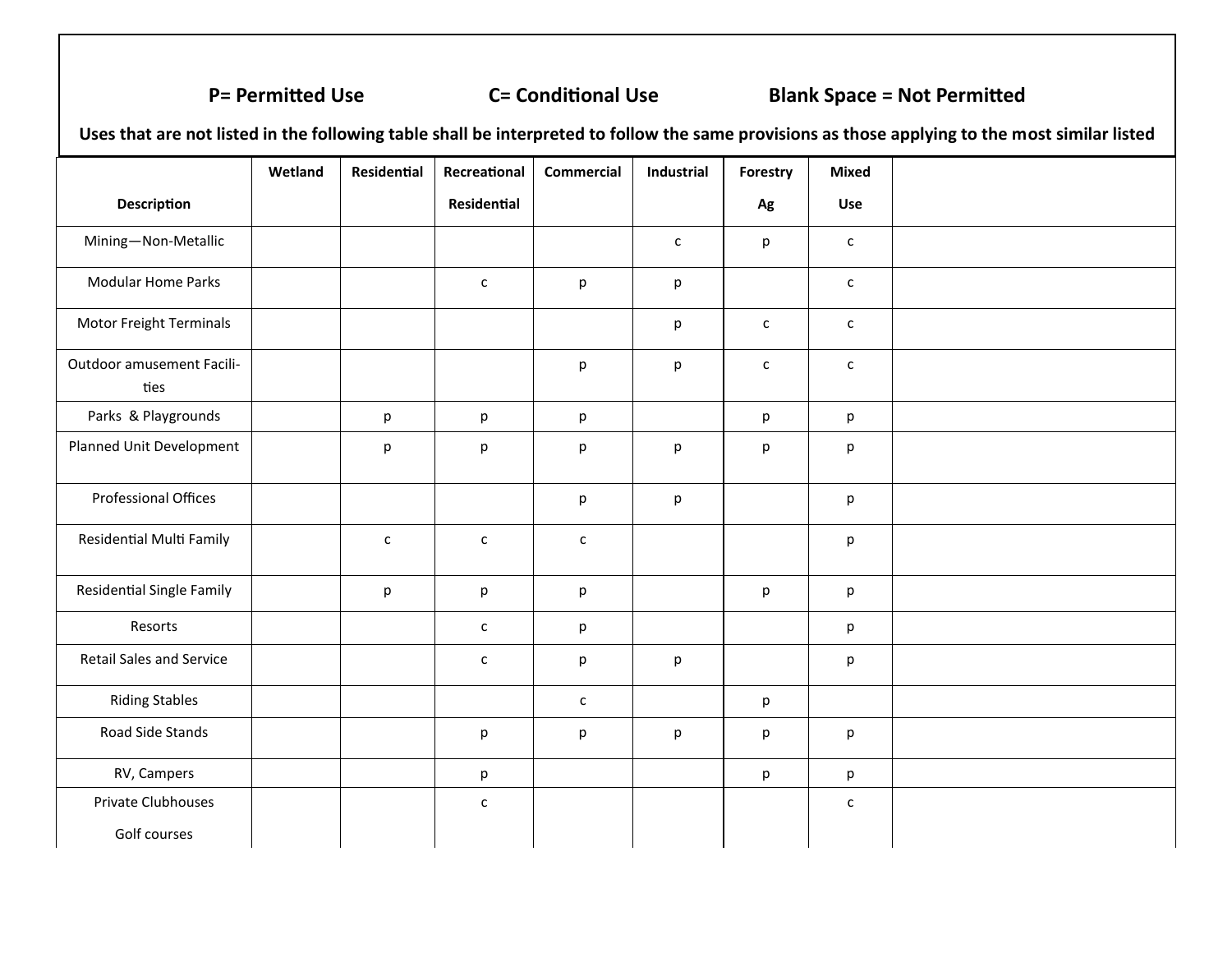**P= Permitted Use** **C= Conditional Use** **Blank Space = Not Permitted**

**Uses that are not listed in the following table shall be interpreted to follow the same provisions as those applying to the most similar listed**

| Description | Wetland | Residential | Recreational Residential | Commercial | Industrial | Forestry Ag | Mixed Use | |
|---|---|---|---|---|---|---|---|---|
| Mining—Non-Metallic | | | | | c | p | c | |
| Modular Home Parks | | | c | p | p | | c | |
| Motor Freight Terminals | | | | | p | c | c | |
| Outdoor amusement Facilities | | | | p | p | c | c | |
| Parks & Playgrounds | | p | p | p | | p | p | |
| Planned Unit Development | | p | p | p | p | p | p | |
| Professional Offices | | | | p | p | | p | |
| Residential Multi Family | | c | c | c | | | p | |
| Residential Single Family | | p | p | p | | p | p | |
| Resorts | | | c | p | | | p | |
| Retail Sales and Service | | | c | p | p | | p | |
| Riding Stables | | | | c | | p | | |
| Road Side Stands | | | p | p | p | p | p | |
| RV, Campers | | | p | | | p | p | |
| Private Clubhouses Golf courses | | | c | | | | c | |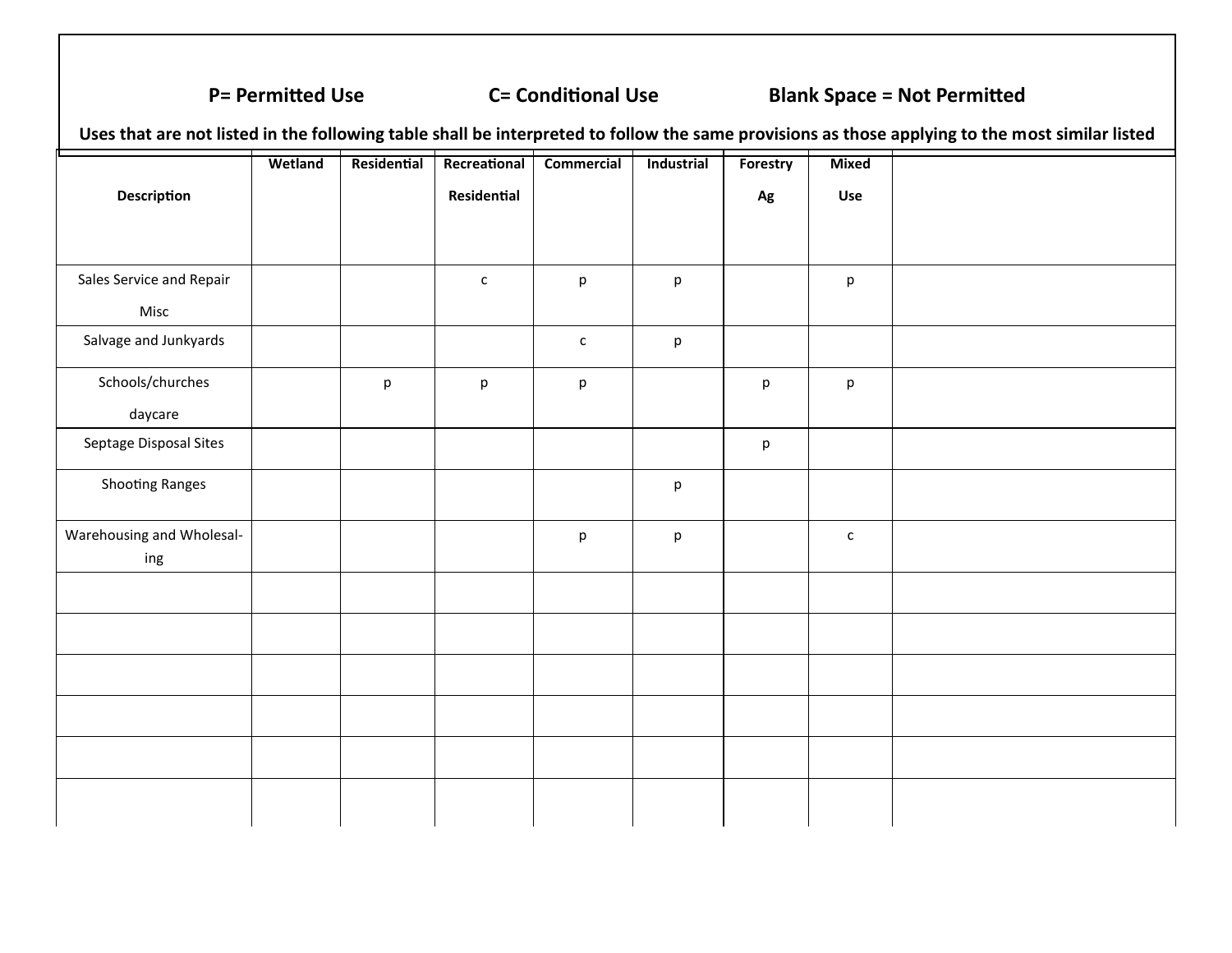**P= Permitted Use C= Conditional Use Blank Space = Not Permitted**

**Uses that are not listed in the following table shall be interpreted to follow the same provisions as those applying to the most similar listed**

| Description | Wetland | Residential | Recreational Residential | Commercial | Industrial | Forestry Ag | Mixed Use | |
|---|---|---|---|---|---|---|---|---|
| Sales Service and Repair Misc | | | c | p | p | | p | |
| Salvage and Junkyards | | | | c | p | | | |
| Schools/churches daycare | | p | p | p | | p | p | |
| Septage Disposal Sites | | | | | | p | | |
| Shooting Ranges | | | | | p | | | |
| Warehousing and Wholesaling | | | | p | p | | c | |
| | | | | | | | | |
| | | | | | | | | |
| | | | | | | | | |
| | | | | | | | | |
| | | | | | | | | |
| | | | | | | | | |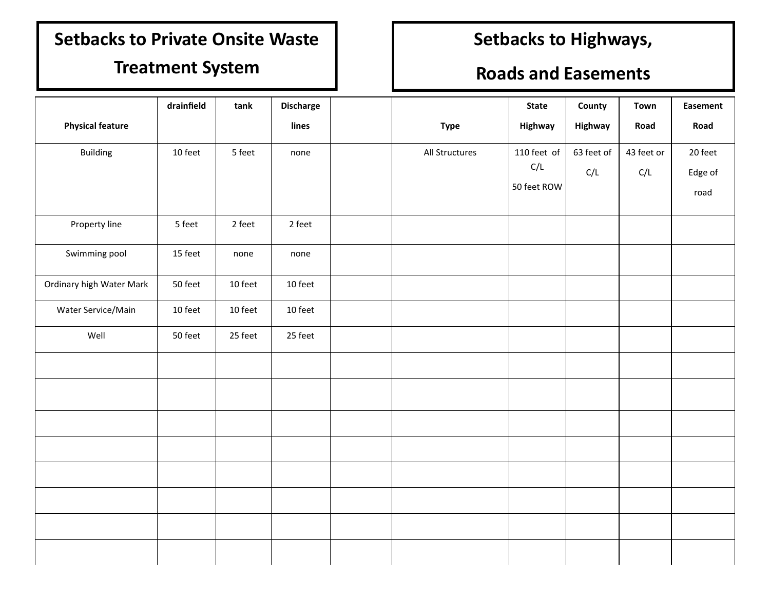## Setbacks to Private Onsite Waste Treatment System

| Physical feature | drainfield | tank | Discharge lines | |
|---|---|---|---|---|
| Building | 10 feet | 5 feet | none | |
| Property line | 5 feet | 2 feet | 2 feet | |
| Swimming pool | 15 feet | none | none | |
| Ordinary high Water Mark | 50 feet | 10 feet | 10 feet | |
| Water Service/Main | 10 feet | 10 feet | 10 feet | |
| Well | 50 feet | 25 feet | 25 feet | |
| | | | | |
| | | | | |
| | | | | |
| | | | | |
| | | | | |
| | | | | |
| | | | | |
| | | | | |

## Setbacks to Highways, Roads and Easements

| Type | State Highway | County Highway | Town Road | Easement Road |
|---|---|---|---|---|
| All Structures | 110 feet of C/L 50 feet ROW | 63 feet of C/L | 43 feet or C/L | 20 feet Edge of road |
| | | | | |
| | | | | |
| | | | | |
| | | | | |
| | | | | |
| | | | | |
| | | | | |
| | | | | |
| | | | | |
| | | | | |
| | | | | |
| | | | | |
| | | | | |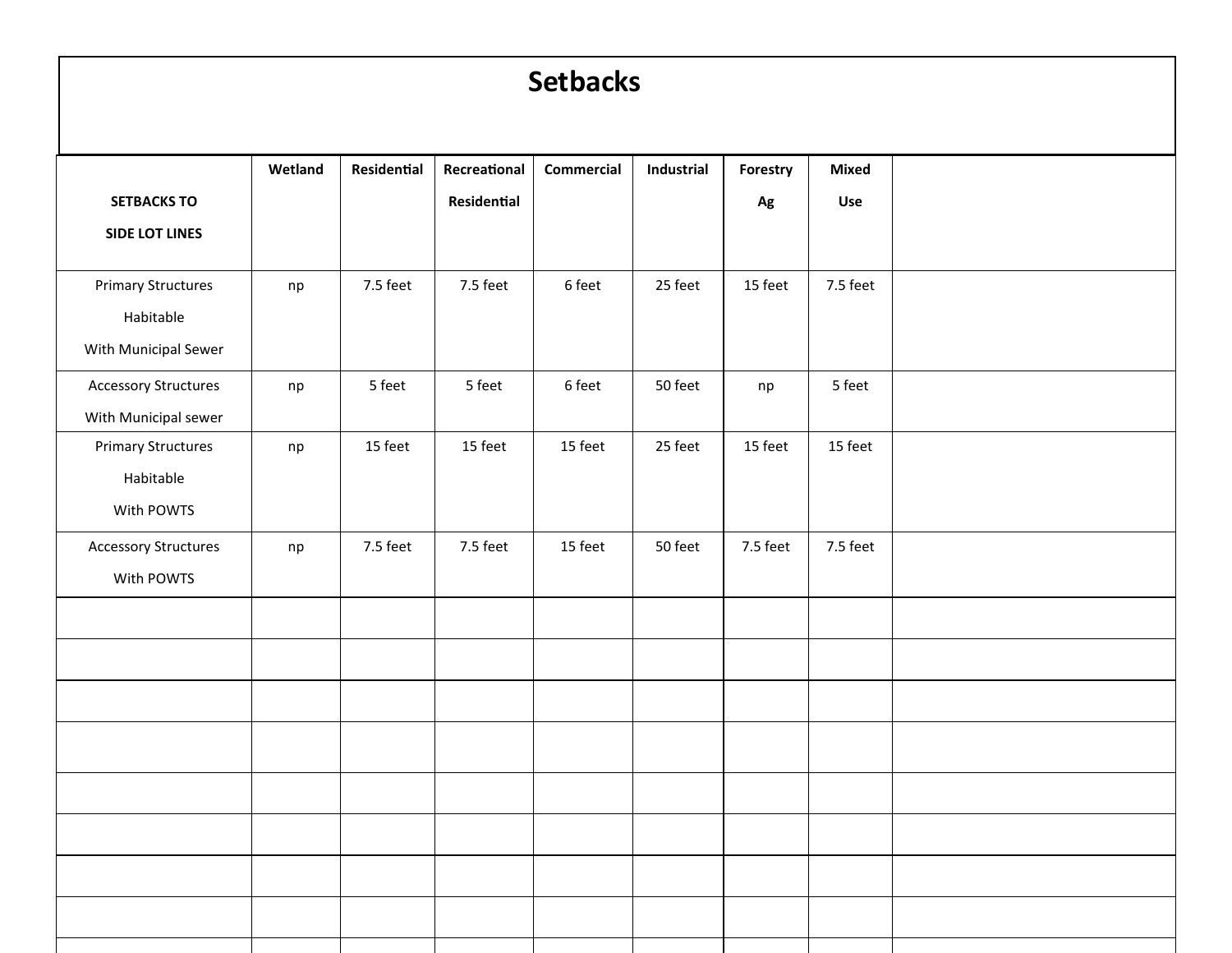# Setbacks

| SETBACKS TO SIDE LOT LINES | Wetland | Residential | Recreational Residential | Commercial | Industrial | Forestry Ag | Mixed Use | |
|---|---|---|---|---|---|---|---|---|
| Primary Structures Habitable With Municipal Sewer | np | 7.5 feet | 7.5 feet | 6 feet | 25 feet | 15 feet | 7.5 feet | |
| Accessory Structures With Municipal sewer | np | 5 feet | 5 feet | 6 feet | 50 feet | np | 5 feet | |
| Primary Structures Habitable With POWTS | np | 15 feet | 15 feet | 15 feet | 25 feet | 15 feet | 15 feet | |
| Accessory Structures With POWTS | np | 7.5 feet | 7.5 feet | 15 feet | 50 feet | 7.5 feet | 7.5 feet | |
| | | | | | | | | |
| | | | | | | | | |
| | | | | | | | | |
| | | | | | | | | |
| | | | | | | | | |
| | | | | | | | | |
| | | | | | | | | |
| | | | | | | | | |
| | | | | | | | | |